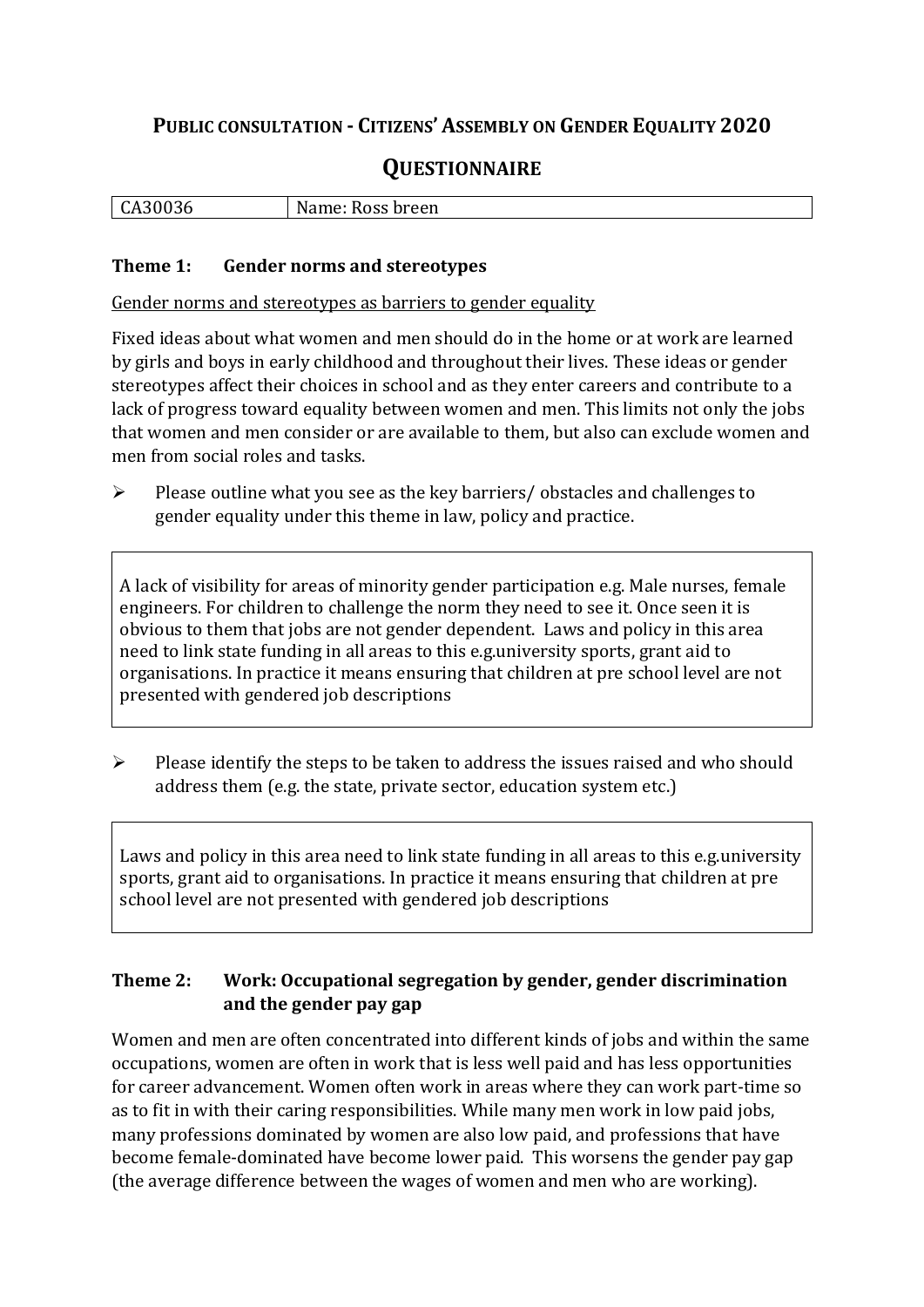# PUBLIC CONSULTATION - CITIZENS' ASSEMBLY ON GENDER EQUALITY 2020

## QUESTIONNAIRE

| CA30036 | Name: Ross breen |
|---|---|

### Theme 1: Gender norms and stereotypes

Gender norms and stereotypes as barriers to gender equality

Fixed ideas about what women and men should do in the home or at work are learned by girls and boys in early childhood and throughout their lives. These ideas or gender stereotypes affect their choices in school and as they enter careers and contribute to a lack of progress toward equality between women and men. This limits not only the jobs that women and men consider or are available to them, but also can exclude women and men from social roles and tasks.

- Please outline what you see as the key barriers/ obstacles and challenges to gender equality under this theme in law, policy and practice.

> A lack of visibility for areas of minority gender participation e.g. Male nurses, female engineers. For children to challenge the norm they need to see it. Once seen it is obvious to them that jobs are not gender dependent. Laws and policy in this area need to link state funding in all areas to this e.g.university sports, grant aid to organisations. In practice it means ensuring that children at pre school level are not presented with gendered job descriptions

- Please identify the steps to be taken to address the issues raised and who should address them (e.g. the state, private sector, education system etc.)

> Laws and policy in this area need to link state funding in all areas to this e.g.university sports, grant aid to organisations. In practice it means ensuring that children at pre school level are not presented with gendered job descriptions

### Theme 2: Work: Occupational segregation by gender, gender discrimination and the gender pay gap

Women and men are often concentrated into different kinds of jobs and within the same occupations, women are often in work that is less well paid and has less opportunities for career advancement. Women often work in areas where they can work part-time so as to fit in with their caring responsibilities. While many men work in low paid jobs, many professions dominated by women are also low paid, and professions that have become female-dominated have become lower paid. This worsens the gender pay gap (the average difference between the wages of women and men who are working).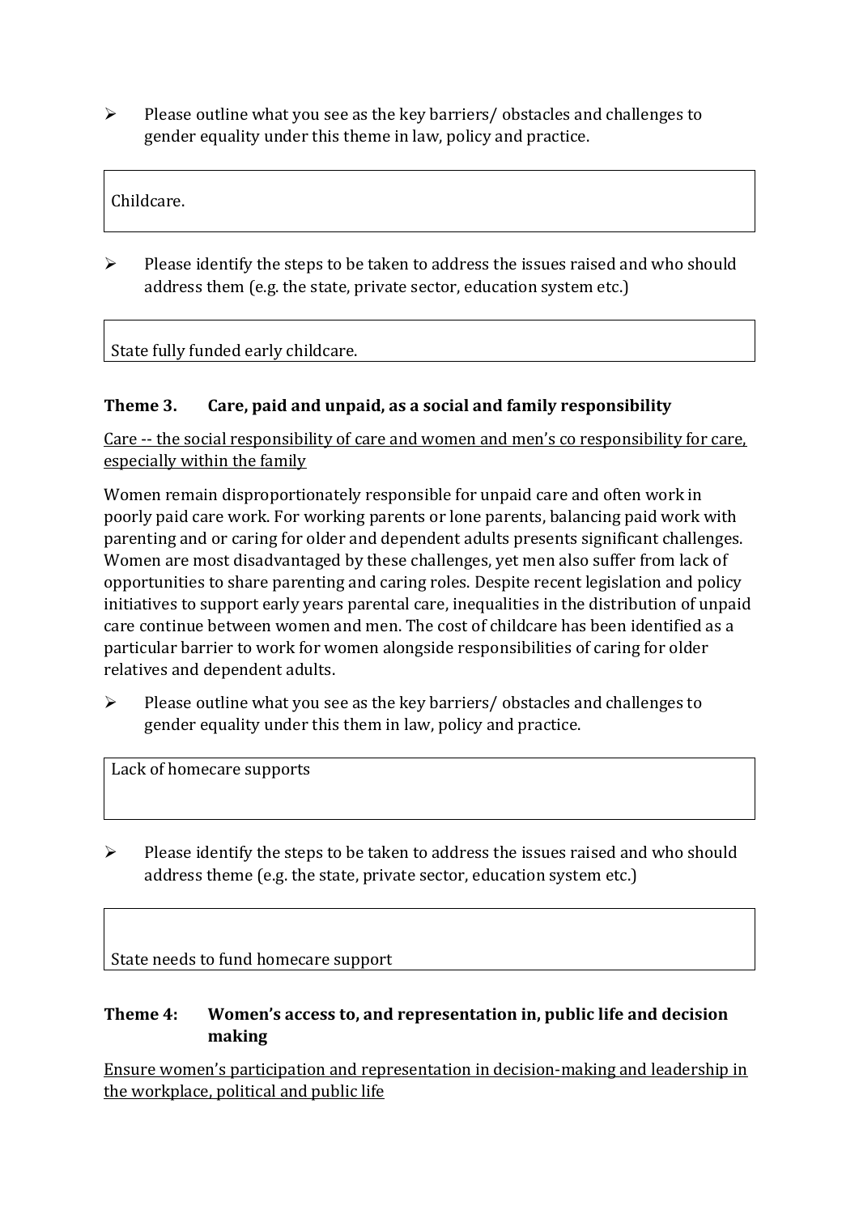- Please outline what you see as the key barriers/ obstacles and challenges to gender equality under this theme in law, policy and practice.

| Childcare. |
|---|

- Please identify the steps to be taken to address the issues raised and who should address them (e.g. the state, private sector, education system etc.)

| State fully funded early childcare. |
|---|

### Theme 3. Care, paid and unpaid, as a social and family responsibility

<u>Care -- the social responsibility of care and women and men's co responsibility for care, especially within the family</u>

Women remain disproportionately responsible for unpaid care and often work in poorly paid care work. For working parents or lone parents, balancing paid work with parenting and or caring for older and dependent adults presents significant challenges. Women are most disadvantaged by these challenges, yet men also suffer from lack of opportunities to share parenting and caring roles. Despite recent legislation and policy initiatives to support early years parental care, inequalities in the distribution of unpaid care continue between women and men. The cost of childcare has been identified as a particular barrier to work for women alongside responsibilities of caring for older relatives and dependent adults.

- Please outline what you see as the key barriers/ obstacles and challenges to gender equality under this them in law, policy and practice.

| Lack of homecare supports |
|---|

- Please identify the steps to be taken to address the issues raised and who should address theme (e.g. the state, private sector, education system etc.)

| State needs to fund homecare support |
|---|

### Theme 4: Women's access to, and representation in, public life and decision making

<u>Ensure women's participation and representation in decision-making and leadership in the workplace, political and public life</u>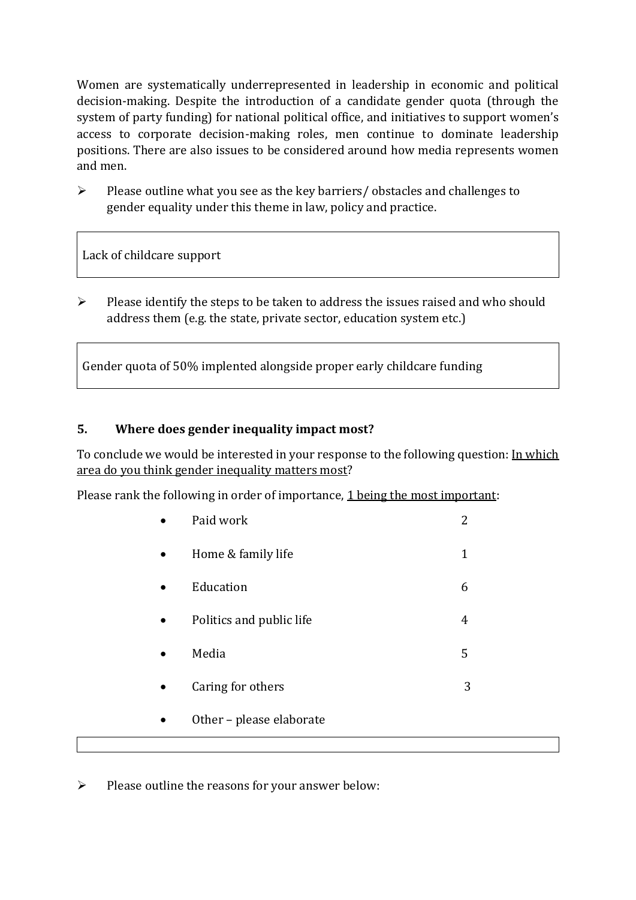Women are systematically underrepresented in leadership in economic and political decision-making. Despite the introduction of a candidate gender quota (through the system of party funding) for national political office, and initiatives to support women's access to corporate decision-making roles, men continue to dominate leadership positions. There are also issues to be considered around how media represents women and men.

➢ Please outline what you see as the key barriers/ obstacles and challenges to gender equality under this theme in law, policy and practice.

| Lack of childcare support |
|---|

➢ Please identify the steps to be taken to address the issues raised and who should address them (e.g. the state, private sector, education system etc.)

| Gender quota of 50% implented alongside proper early childcare funding |
|---|

## 5. Where does gender inequality impact most?

To conclude we would be interested in your response to the following question: In which area do you think gender inequality matters most?

Please rank the following in order of importance, 1 being the most important:

- Paid work 2
- Home & family life 1
- Education 6
- Politics and public life 4
- Media 5
- Caring for others 3
- Other – please elaborate

| |
|---|

➢ Please outline the reasons for your answer below: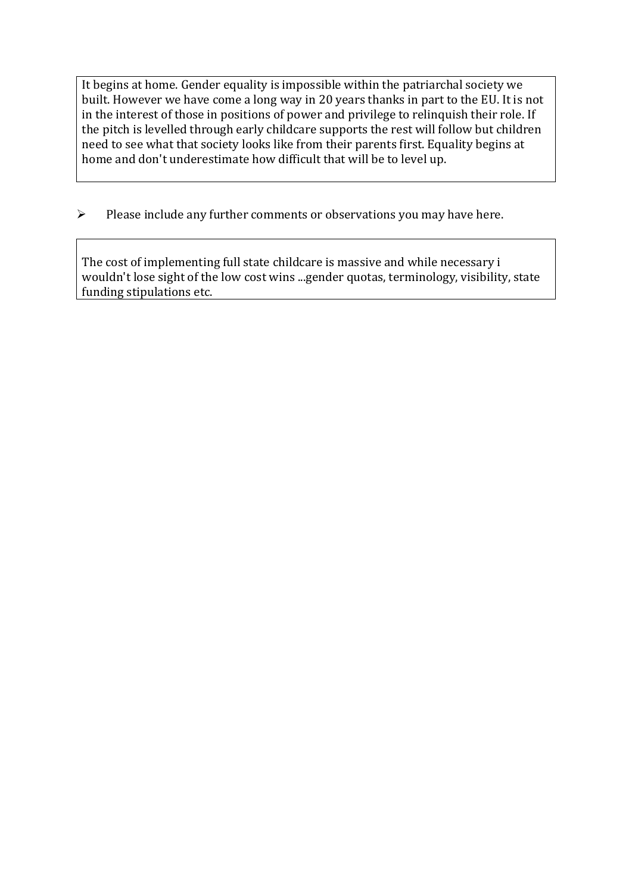It begins at home. Gender equality is impossible within the patriarchal society we built. However we have come a long way in 20 years thanks in part to the EU. It is not in the interest of those in positions of power and privilege to relinquish their role. If the pitch is levelled through early childcare supports the rest will follow but children need to see what that society looks like from their parents first. Equality begins at home and don't underestimate how difficult that will be to level up.

- Please include any further comments or observations you may have here.

The cost of implementing full state childcare is massive and while necessary i wouldn't lose sight of the low cost wins ...gender quotas, terminology, visibility, state funding stipulations etc.